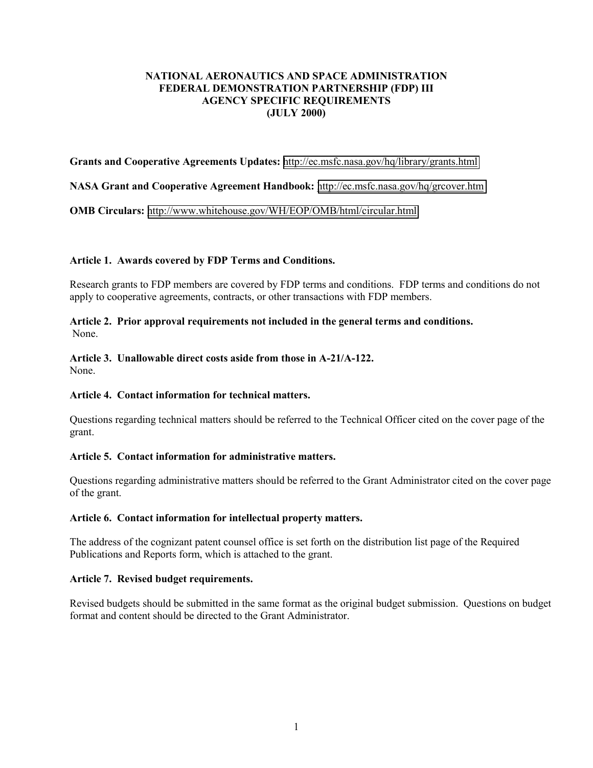# NATIONAL AERONAUTICS AND SPACE ADMINISTRATION
# FEDERAL DEMONSTRATION PARTNERSHIP (FDP) III
# AGENCY SPECIFIC REQUIREMENTS
# (JULY 2000)

**Grants and Cooperative Agreements Updates:** http://ec.msfc.nasa.gov/hq/library/grants.html

**NASA Grant and Cooperative Agreement Handbook:** http://ec.msfc.nasa.gov/hq/grcover.htm

**OMB Circulars:** http://www.whitehouse.gov/WH/EOP/OMB/html/circular.html

### Article 1. Awards covered by FDP Terms and Conditions.

Research grants to FDP members are covered by FDP terms and conditions. FDP terms and conditions do not apply to cooperative agreements, contracts, or other transactions with FDP members.

### Article 2. Prior approval requirements not included in the general terms and conditions.

None.

### Article 3. Unallowable direct costs aside from those in A-21/A-122.

None.

### Article 4. Contact information for technical matters.

Questions regarding technical matters should be referred to the Technical Officer cited on the cover page of the grant.

### Article 5. Contact information for administrative matters.

Questions regarding administrative matters should be referred to the Grant Administrator cited on the cover page of the grant.

### Article 6. Contact information for intellectual property matters.

The address of the cognizant patent counsel office is set forth on the distribution list page of the Required Publications and Reports form, which is attached to the grant.

### Article 7. Revised budget requirements.

Revised budgets should be submitted in the same format as the original budget submission. Questions on budget format and content should be directed to the Grant Administrator.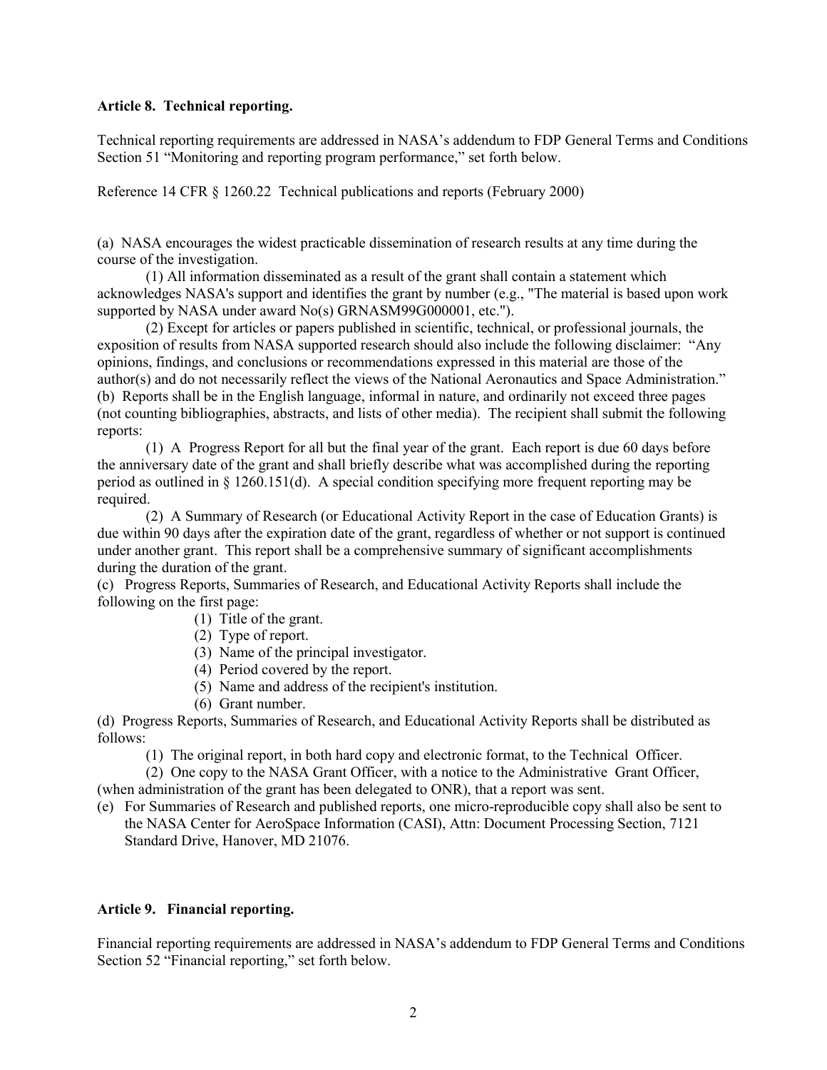**Article 8. Technical reporting.**

Technical reporting requirements are addressed in NASA's addendum to FDP General Terms and Conditions Section 51 "Monitoring and reporting program performance," set forth below.

Reference 14 CFR § 1260.22 Technical publications and reports (February 2000)

(a) NASA encourages the widest practicable dissemination of research results at any time during the course of the investigation.

(1) All information disseminated as a result of the grant shall contain a statement which acknowledges NASA's support and identifies the grant by number (e.g., "The material is based upon work supported by NASA under award No(s) GRNASM99G000001, etc.").

(2) Except for articles or papers published in scientific, technical, or professional journals, the exposition of results from NASA supported research should also include the following disclaimer: "Any opinions, findings, and conclusions or recommendations expressed in this material are those of the author(s) and do not necessarily reflect the views of the National Aeronautics and Space Administration."

(b) Reports shall be in the English language, informal in nature, and ordinarily not exceed three pages (not counting bibliographies, abstracts, and lists of other media). The recipient shall submit the following reports:

(1) A Progress Report for all but the final year of the grant. Each report is due 60 days before the anniversary date of the grant and shall briefly describe what was accomplished during the reporting period as outlined in § 1260.151(d). A special condition specifying more frequent reporting may be required.

(2) A Summary of Research (or Educational Activity Report in the case of Education Grants) is due within 90 days after the expiration date of the grant, regardless of whether or not support is continued under another grant. This report shall be a comprehensive summary of significant accomplishments during the duration of the grant.

(c) Progress Reports, Summaries of Research, and Educational Activity Reports shall include the following on the first page:

(1) Title of the grant.
(2) Type of report.
(3) Name of the principal investigator.
(4) Period covered by the report.
(5) Name and address of the recipient's institution.
(6) Grant number.

(d) Progress Reports, Summaries of Research, and Educational Activity Reports shall be distributed as follows:

(1) The original report, in both hard copy and electronic format, to the Technical Officer.

(2) One copy to the NASA Grant Officer, with a notice to the Administrative Grant Officer, (when administration of the grant has been delegated to ONR), that a report was sent.

(e) For Summaries of Research and published reports, one micro-reproducible copy shall also be sent to the NASA Center for AeroSpace Information (CASI), Attn: Document Processing Section, 7121 Standard Drive, Hanover, MD 21076.

**Article 9. Financial reporting.**

Financial reporting requirements are addressed in NASA's addendum to FDP General Terms and Conditions Section 52 "Financial reporting," set forth below.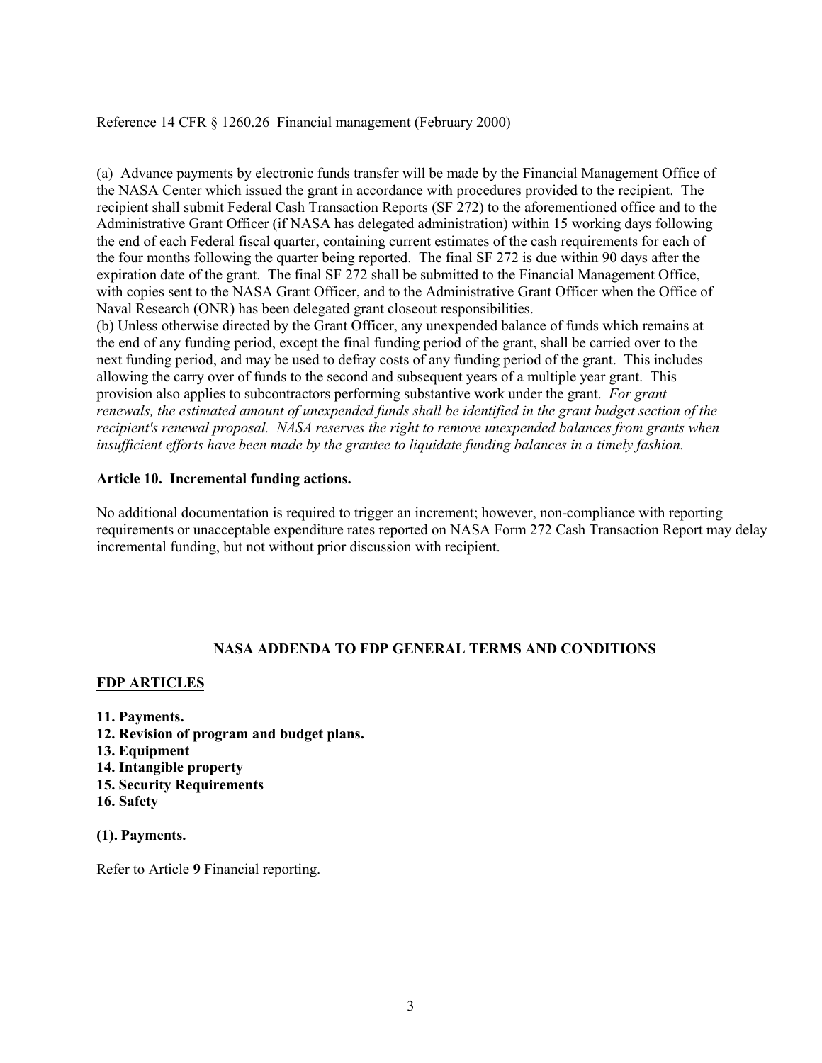Reference 14 CFR § 1260.26 Financial management (February 2000)

(a) Advance payments by electronic funds transfer will be made by the Financial Management Office of the NASA Center which issued the grant in accordance with procedures provided to the recipient. The recipient shall submit Federal Cash Transaction Reports (SF 272) to the aforementioned office and to the Administrative Grant Officer (if NASA has delegated administration) within 15 working days following the end of each Federal fiscal quarter, containing current estimates of the cash requirements for each of the four months following the quarter being reported. The final SF 272 is due within 90 days after the expiration date of the grant. The final SF 272 shall be submitted to the Financial Management Office, with copies sent to the NASA Grant Officer, and to the Administrative Grant Officer when the Office of Naval Research (ONR) has been delegated grant closeout responsibilities.

(b) Unless otherwise directed by the Grant Officer, any unexpended balance of funds which remains at the end of any funding period, except the final funding period of the grant, shall be carried over to the next funding period, and may be used to defray costs of any funding period of the grant. This includes allowing the carry over of funds to the second and subsequent years of a multiple year grant. This provision also applies to subcontractors performing substantive work under the grant. *For grant renewals, the estimated amount of unexpended funds shall be identified in the grant budget section of the recipient's renewal proposal. NASA reserves the right to remove unexpended balances from grants when insufficient efforts have been made by the grantee to liquidate funding balances in a timely fashion.*

**Article 10. Incremental funding actions.**

No additional documentation is required to trigger an increment; however, non-compliance with reporting requirements or unacceptable expenditure rates reported on NASA Form 272 Cash Transaction Report may delay incremental funding, but not without prior discussion with recipient.

## NASA ADDENDA TO FDP GENERAL TERMS AND CONDITIONS

**FDP ARTICLES**

**11. Payments.**
**12. Revision of program and budget plans.**
**13. Equipment**
**14. Intangible property**
**15. Security Requirements**
**16. Safety**

**(1). Payments.**

Refer to Article **9** Financial reporting.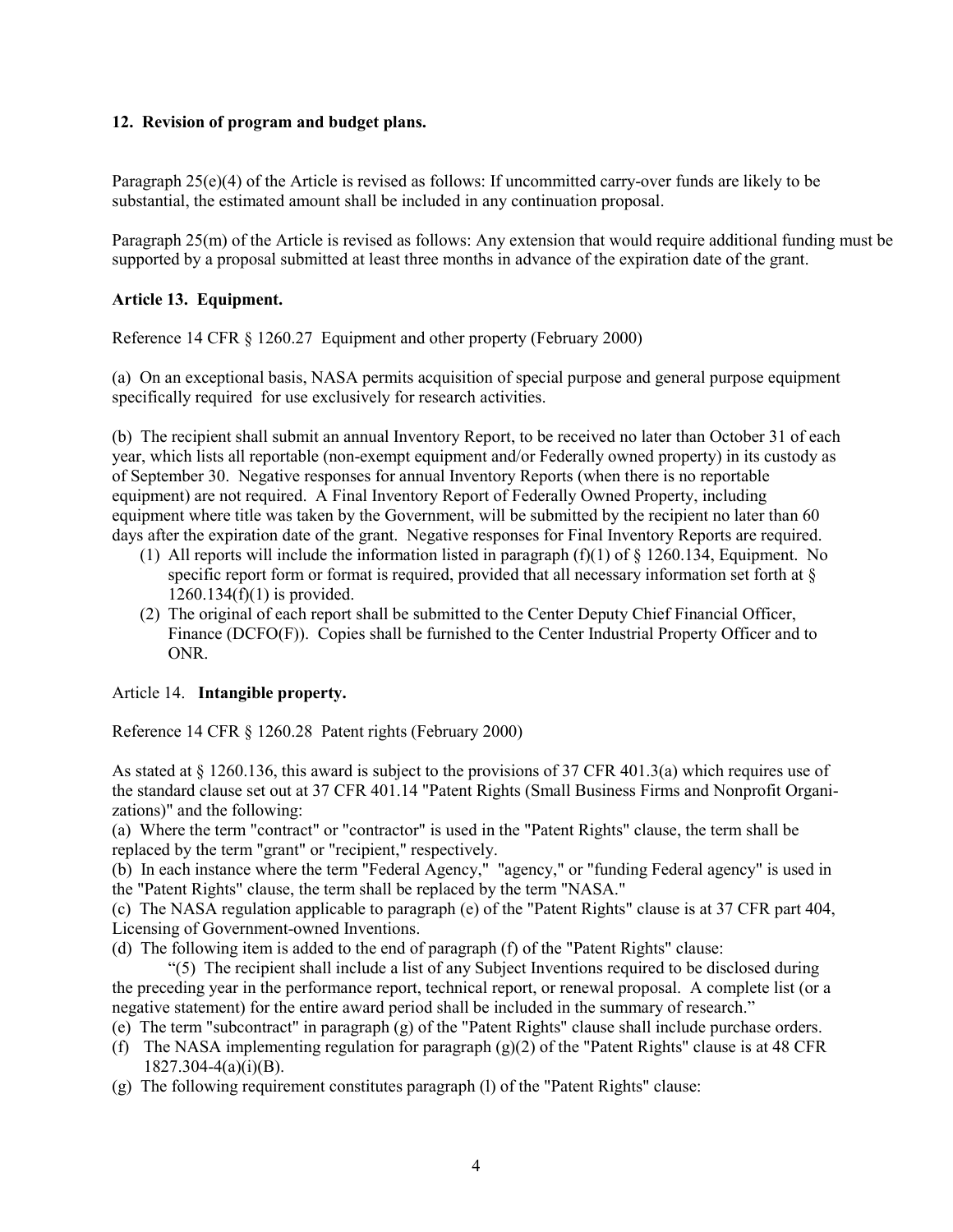### 12. Revision of program and budget plans.

Paragraph 25(e)(4) of the Article is revised as follows: If uncommitted carry-over funds are likely to be substantial, the estimated amount shall be included in any continuation proposal.

Paragraph 25(m) of the Article is revised as follows: Any extension that would require additional funding must be supported by a proposal submitted at least three months in advance of the expiration date of the grant.

### Article 13. Equipment.

Reference 14 CFR § 1260.27 Equipment and other property (February 2000)

(a) On an exceptional basis, NASA permits acquisition of special purpose and general purpose equipment specifically required for use exclusively for research activities.

(b) The recipient shall submit an annual Inventory Report, to be received no later than October 31 of each year, which lists all reportable (non-exempt equipment and/or Federally owned property) in its custody as of September 30. Negative responses for annual Inventory Reports (when there is no reportable equipment) are not required. A Final Inventory Report of Federally Owned Property, including equipment where title was taken by the Government, will be submitted by the recipient no later than 60 days after the expiration date of the grant. Negative responses for Final Inventory Reports are required.

1. All reports will include the information listed in paragraph (f)(1) of § 1260.134, Equipment. No specific report form or format is required, provided that all necessary information set forth at § 1260.134(f)(1) is provided.
2. The original of each report shall be submitted to the Center Deputy Chief Financial Officer, Finance (DCFO(F)). Copies shall be furnished to the Center Industrial Property Officer and to ONR.

### Article 14. **Intangible property.**

Reference 14 CFR § 1260.28 Patent rights (February 2000)

As stated at § 1260.136, this award is subject to the provisions of 37 CFR 401.3(a) which requires use of the standard clause set out at 37 CFR 401.14 "Patent Rights (Small Business Firms and Nonprofit Organizations)" and the following:

(a) Where the term "contract" or "contractor" is used in the "Patent Rights" clause, the term shall be replaced by the term "grant" or "recipient," respectively.

(b) In each instance where the term "Federal Agency," "agency," or "funding Federal agency" is used in the "Patent Rights" clause, the term shall be replaced by the term "NASA."

(c) The NASA regulation applicable to paragraph (e) of the "Patent Rights" clause is at 37 CFR part 404, Licensing of Government-owned Inventions.

(d) The following item is added to the end of paragraph (f) of the "Patent Rights" clause:

"(5) The recipient shall include a list of any Subject Inventions required to be disclosed during the preceding year in the performance report, technical report, or renewal proposal. A complete list (or a negative statement) for the entire award period shall be included in the summary of research."

(e) The term "subcontract" in paragraph (g) of the "Patent Rights" clause shall include purchase orders.

(f) The NASA implementing regulation for paragraph (g)(2) of the "Patent Rights" clause is at 48 CFR 1827.304-4(a)(i)(B).

(g) The following requirement constitutes paragraph (l) of the "Patent Rights" clause: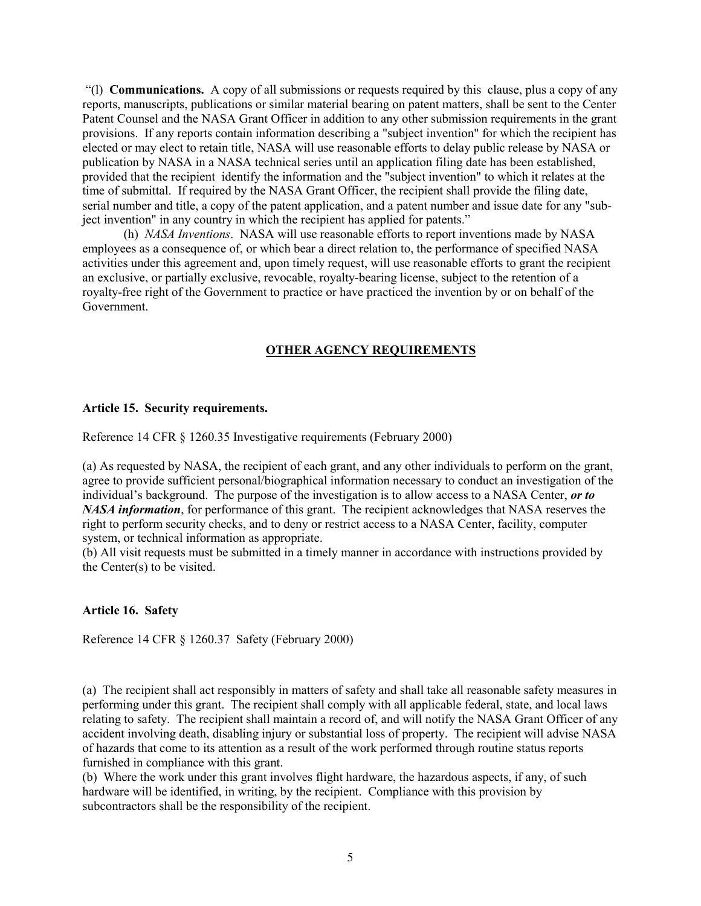"(l) **Communications.** A copy of all submissions or requests required by this clause, plus a copy of any reports, manuscripts, publications or similar material bearing on patent matters, shall be sent to the Center Patent Counsel and the NASA Grant Officer in addition to any other submission requirements in the grant provisions. If any reports contain information describing a "subject invention" for which the recipient has elected or may elect to retain title, NASA will use reasonable efforts to delay public release by NASA or publication by NASA in a NASA technical series until an application filing date has been established, provided that the recipient identify the information and the "subject invention" to which it relates at the time of submittal. If required by the NASA Grant Officer, the recipient shall provide the filing date, serial number and title, a copy of the patent application, and a patent number and issue date for any "subject invention" in any country in which the recipient has applied for patents."

(h) *NASA Inventions*. NASA will use reasonable efforts to report inventions made by NASA employees as a consequence of, or which bear a direct relation to, the performance of specified NASA activities under this agreement and, upon timely request, will use reasonable efforts to grant the recipient an exclusive, or partially exclusive, revocable, royalty-bearing license, subject to the retention of a royalty-free right of the Government to practice or have practiced the invention by or on behalf of the Government.

## OTHER AGENCY REQUIREMENTS

### Article 15. Security requirements.

Reference 14 CFR § 1260.35 Investigative requirements (February 2000)

(a) As requested by NASA, the recipient of each grant, and any other individuals to perform on the grant, agree to provide sufficient personal/biographical information necessary to conduct an investigation of the individual's background. The purpose of the investigation is to allow access to a NASA Center, ***or to NASA information***, for performance of this grant. The recipient acknowledges that NASA reserves the right to perform security checks, and to deny or restrict access to a NASA Center, facility, computer system, or technical information as appropriate.
(b) All visit requests must be submitted in a timely manner in accordance with instructions provided by the Center(s) to be visited.

### Article 16. Safety

Reference 14 CFR § 1260.37 Safety (February 2000)

(a) The recipient shall act responsibly in matters of safety and shall take all reasonable safety measures in performing under this grant. The recipient shall comply with all applicable federal, state, and local laws relating to safety. The recipient shall maintain a record of, and will notify the NASA Grant Officer of any accident involving death, disabling injury or substantial loss of property. The recipient will advise NASA of hazards that come to its attention as a result of the work performed through routine status reports furnished in compliance with this grant.
(b) Where the work under this grant involves flight hardware, the hazardous aspects, if any, of such hardware will be identified, in writing, by the recipient. Compliance with this provision by subcontractors shall be the responsibility of the recipient.